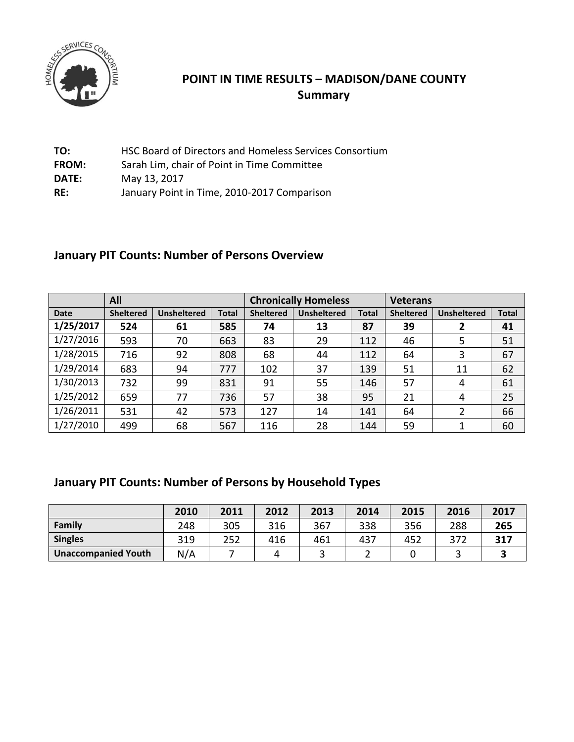# POINT IN TIME RESULTS – MADISON/DANE COUNTY
## Summary

**TO:** HSC Board of Directors and Homeless Services Consortium
**FROM:** Sarah Lim, chair of Point in Time Committee
**DATE:** May 13, 2017
**RE:** January Point in Time, 2010-2017 Comparison

## January PIT Counts: Number of Persons Overview

| | All | | | Chronically Homeless | | | Veterans | | |
|---|---|---|---|---|---|---|---|---|---|
| **Date** | **Sheltered** | **Unsheltered** | **Total** | **Sheltered** | **Unsheltered** | **Total** | **Sheltered** | **Unsheltered** | **Total** |
| **1/25/2017** | **524** | **61** | **585** | **74** | **13** | **87** | **39** | **2** | **41** |
| 1/27/2016 | 593 | 70 | 663 | 83 | 29 | 112 | 46 | 5 | 51 |
| 1/28/2015 | 716 | 92 | 808 | 68 | 44 | 112 | 64 | 3 | 67 |
| 1/29/2014 | 683 | 94 | 777 | 102 | 37 | 139 | 51 | 11 | 62 |
| 1/30/2013 | 732 | 99 | 831 | 91 | 55 | 146 | 57 | 4 | 61 |
| 1/25/2012 | 659 | 77 | 736 | 57 | 38 | 95 | 21 | 4 | 25 |
| 1/26/2011 | 531 | 42 | 573 | 127 | 14 | 141 | 64 | 2 | 66 |
| 1/27/2010 | 499 | 68 | 567 | 116 | 28 | 144 | 59 | 1 | 60 |

## January PIT Counts: Number of Persons by Household Types

| | 2010 | 2011 | 2012 | 2013 | 2014 | 2015 | 2016 | 2017 |
|---|---|---|---|---|---|---|---|---|
| **Family** | 248 | 305 | 316 | 367 | 338 | 356 | 288 | **265** |
| **Singles** | 319 | 252 | 416 | 461 | 437 | 452 | 372 | **317** |
| **Unaccompanied Youth** | N/A | 7 | 4 | 3 | 2 | 0 | 3 | **3** |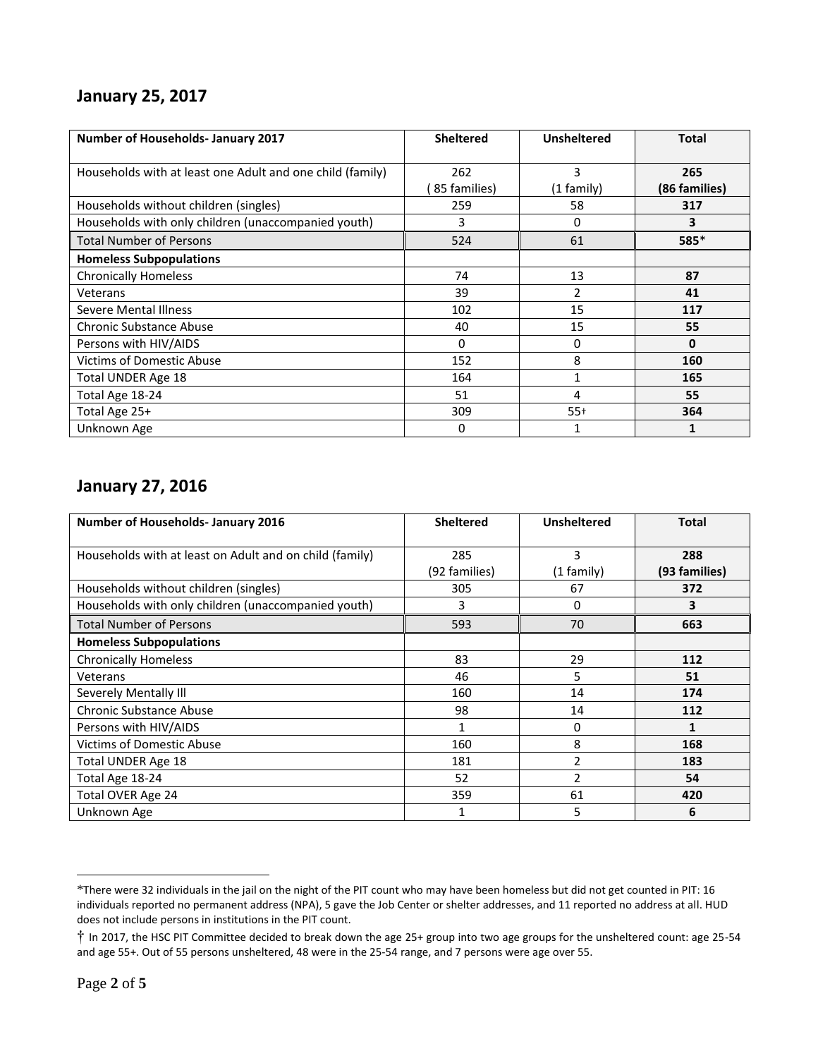## January 25, 2017

| Number of Households- January 2017 | Sheltered | Unsheltered | Total |
|---|---|---|---|
| Households with at least one Adult and one child (family) | 262 ( 85 families) | 3 (1 family) | **265 (86 families)** |
| Households without children (singles) | 259 | 58 | **317** |
| Households with only children (unaccompanied youth) | 3 | 0 | **3** |
| Total Number of Persons | 524 | 61 | **585*** |
| **Homeless Subpopulations** | | | |
| Chronically Homeless | 74 | 13 | **87** |
| Veterans | 39 | 2 | **41** |
| Severe Mental Illness | 102 | 15 | **117** |
| Chronic Substance Abuse | 40 | 15 | **55** |
| Persons with HIV/AIDS | 0 | 0 | **0** |
| Victims of Domestic Abuse | 152 | 8 | **160** |
| Total UNDER Age 18 | 164 | 1 | **165** |
| Total Age 18-24 | 51 | 4 | **55** |
| Total Age 25+ | 309 | 55† | **364** |
| Unknown Age | 0 | 1 | **1** |

## January 27, 2016

| Number of Households- January 2016 | Sheltered | Unsheltered | Total |
|---|---|---|---|
| Households with at least on Adult and on child (family) | 285 (92 families) | 3 (1 family) | **288 (93 families)** |
| Households without children (singles) | 305 | 67 | **372** |
| Households with only children (unaccompanied youth) | 3 | 0 | **3** |
| Total Number of Persons | 593 | 70 | **663** |
| **Homeless Subpopulations** | | | |
| Chronically Homeless | 83 | 29 | **112** |
| Veterans | 46 | 5 | **51** |
| Severely Mentally Ill | 160 | 14 | **174** |
| Chronic Substance Abuse | 98 | 14 | **112** |
| Persons with HIV/AIDS | 1 | 0 | **1** |
| Victims of Domestic Abuse | 160 | 8 | **168** |
| Total UNDER Age 18 | 181 | 2 | **183** |
| Total Age 18-24 | 52 | 2 | **54** |
| Total OVER Age 24 | 359 | 61 | **420** |
| Unknown Age | 1 | 5 | **6** |

---

*There were 32 individuals in the jail on the night of the PIT count who may have been homeless but did not get counted in PIT: 16 individuals reported no permanent address (NPA), 5 gave the Job Center or shelter addresses, and 11 reported no address at all. HUD does not include persons in institutions in the PIT count.

† In 2017, the HSC PIT Committee decided to break down the age 25+ group into two age groups for the unsheltered count: age 25-54 and age 55+. Out of 55 persons unsheltered, 48 were in the 25-54 range, and 7 persons were age over 55.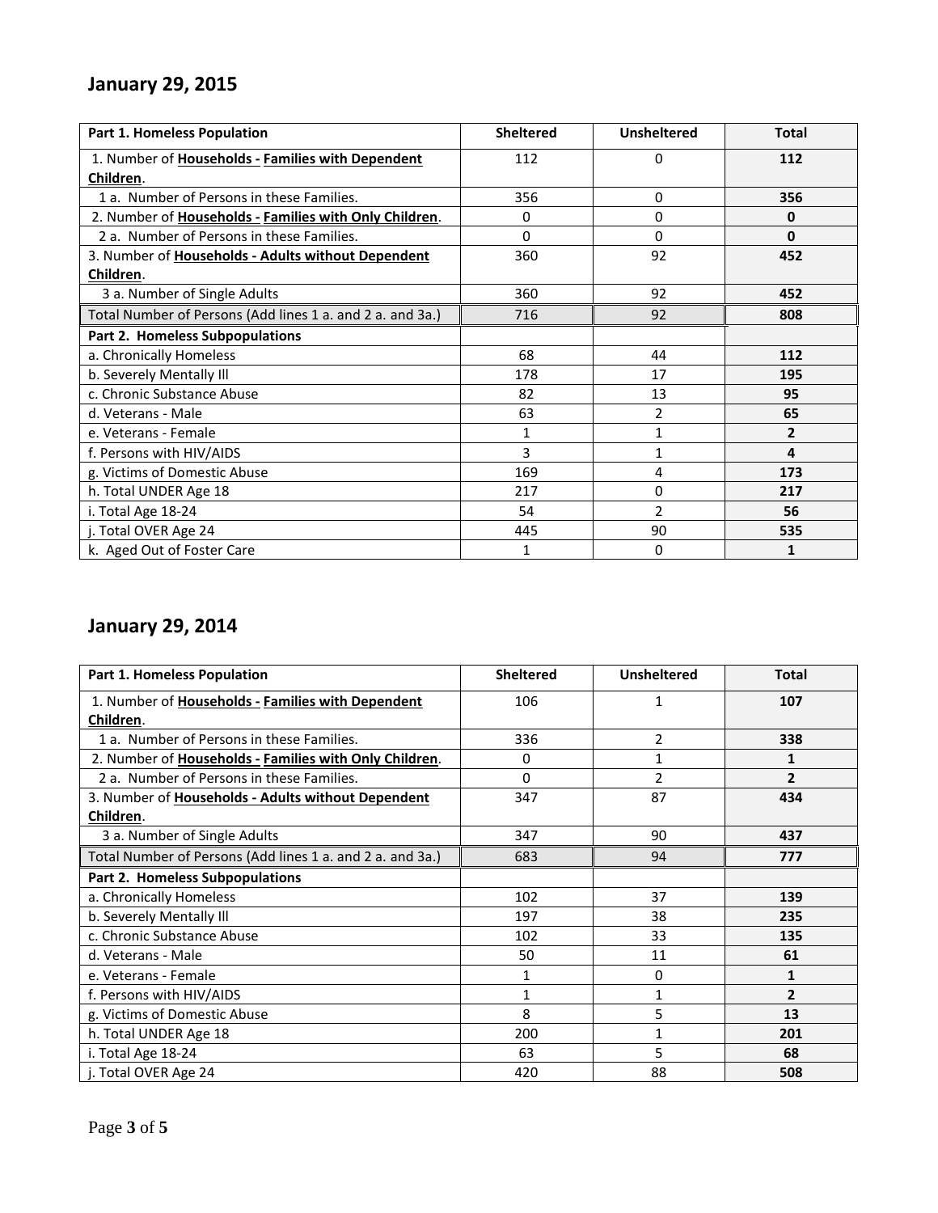## January 29, 2015

| Part 1. Homeless Population | Sheltered | Unsheltered | Total |
|---|---|---|---|
| 1. Number of **Households - Families with Dependent Children**. | 112 | 0 | **112** |
| 1 a. Number of Persons in these Families. | 356 | 0 | **356** |
| 2. Number of **Households - Families with Only Children**. | 0 | 0 | **0** |
| 2 a. Number of Persons in these Families. | 0 | 0 | **0** |
| 3. Number of **Households - Adults without Dependent Children**. | 360 | 92 | **452** |
| 3 a. Number of Single Adults | 360 | 92 | **452** |
| Total Number of Persons (Add lines 1 a. and 2 a. and 3a.) | 716 | 92 | **808** |
| **Part 2. Homeless Subpopulations** | | | |
| a. Chronically Homeless | 68 | 44 | **112** |
| b. Severely Mentally Ill | 178 | 17 | **195** |
| c. Chronic Substance Abuse | 82 | 13 | **95** |
| d. Veterans - Male | 63 | 2 | **65** |
| e. Veterans - Female | 1 | 1 | **2** |
| f. Persons with HIV/AIDS | 3 | 1 | **4** |
| g. Victims of Domestic Abuse | 169 | 4 | **173** |
| h. Total UNDER Age 18 | 217 | 0 | **217** |
| i. Total Age 18-24 | 54 | 2 | **56** |
| j. Total OVER Age 24 | 445 | 90 | **535** |
| k. Aged Out of Foster Care | 1 | 0 | **1** |

## January 29, 2014

| Part 1. Homeless Population | Sheltered | Unsheltered | Total |
|---|---|---|---|
| 1. Number of **Households - Families with Dependent Children**. | 106 | 1 | **107** |
| 1 a. Number of Persons in these Families. | 336 | 2 | **338** |
| 2. Number of **Households - Families with Only Children**. | 0 | 1 | **1** |
| 2 a. Number of Persons in these Families. | 0 | 2 | **2** |
| 3. Number of **Households - Adults without Dependent Children**. | 347 | 87 | **434** |
| 3 a. Number of Single Adults | 347 | 90 | **437** |
| Total Number of Persons (Add lines 1 a. and 2 a. and 3a.) | 683 | 94 | **777** |
| **Part 2. Homeless Subpopulations** | | | |
| a. Chronically Homeless | 102 | 37 | **139** |
| b. Severely Mentally Ill | 197 | 38 | **235** |
| c. Chronic Substance Abuse | 102 | 33 | **135** |
| d. Veterans - Male | 50 | 11 | **61** |
| e. Veterans - Female | 1 | 0 | **1** |
| f. Persons with HIV/AIDS | 1 | 1 | **2** |
| g. Victims of Domestic Abuse | 8 | 5 | **13** |
| h. Total UNDER Age 18 | 200 | 1 | **201** |
| i. Total Age 18-24 | 63 | 5 | **68** |
| j. Total OVER Age 24 | 420 | 88 | **508** |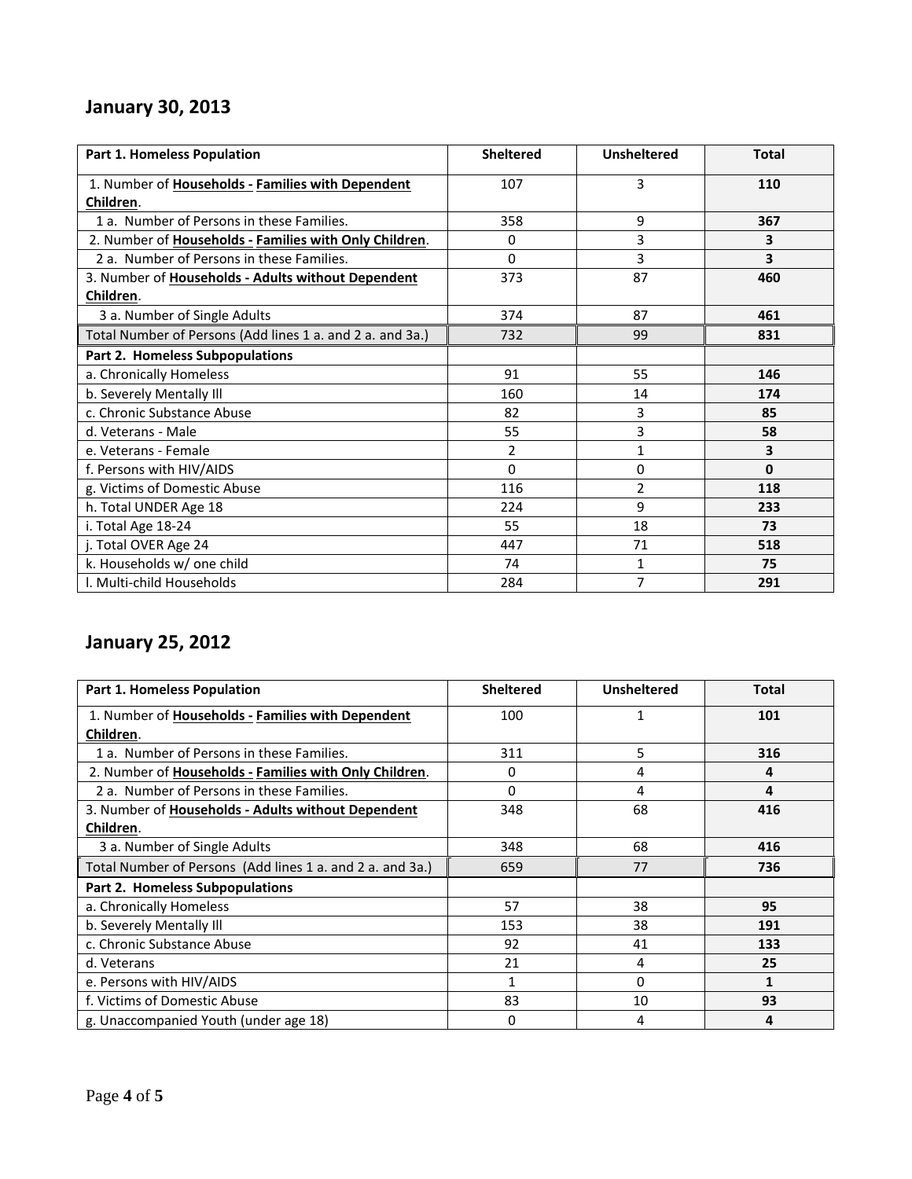## January 30, 2013

| Part 1. Homeless Population | Sheltered | Unsheltered | Total |
|---|---|---|---|
| 1. Number of **Households - Families with Dependent Children**. | 107 | 3 | **110** |
| 1 a. Number of Persons in these Families. | 358 | 9 | **367** |
| 2. Number of **Households - Families with Only Children**. | 0 | 3 | **3** |
| 2 a. Number of Persons in these Families. | 0 | 3 | **3** |
| 3. Number of **Households - Adults without Dependent Children**. | 373 | 87 | **460** |
| 3 a. Number of Single Adults | 374 | 87 | **461** |
| Total Number of Persons (Add lines 1 a. and 2 a. and 3a.) | 732 | 99 | 831 |
| **Part 2. Homeless Subpopulations** | | | |
| a. Chronically Homeless | 91 | 55 | **146** |
| b. Severely Mentally Ill | 160 | 14 | **174** |
| c. Chronic Substance Abuse | 82 | 3 | **85** |
| d. Veterans - Male | 55 | 3 | **58** |
| e. Veterans - Female | 2 | 1 | **3** |
| f. Persons with HIV/AIDS | 0 | 0 | **0** |
| g. Victims of Domestic Abuse | 116 | 2 | **118** |
| h. Total UNDER Age 18 | 224 | 9 | **233** |
| i. Total Age 18-24 | 55 | 18 | **73** |
| j. Total OVER Age 24 | 447 | 71 | **518** |
| k. Households w/ one child | 74 | 1 | **75** |
| l. Multi-child Households | 284 | 7 | **291** |

## January 25, 2012

| Part 1. Homeless Population | Sheltered | Unsheltered | Total |
|---|---|---|---|
| 1. Number of **Households - Families with Dependent Children**. | 100 | 1 | **101** |
| 1 a. Number of Persons in these Families. | 311 | 5 | **316** |
| 2. Number of **Households - Families with Only Children**. | 0 | 4 | **4** |
| 2 a. Number of Persons in these Families. | 0 | 4 | **4** |
| 3. Number of **Households - Adults without Dependent Children**. | 348 | 68 | **416** |
| 3 a. Number of Single Adults | 348 | 68 | **416** |
| Total Number of Persons (Add lines 1 a. and 2 a. and 3a.) | 659 | 77 | **736** |
| **Part 2. Homeless Subpopulations** | | | |
| a. Chronically Homeless | 57 | 38 | **95** |
| b. Severely Mentally Ill | 153 | 38 | **191** |
| c. Chronic Substance Abuse | 92 | 41 | **133** |
| d. Veterans | 21 | 4 | **25** |
| e. Persons with HIV/AIDS | 1 | 0 | **1** |
| f. Victims of Domestic Abuse | 83 | 10 | **93** |
| g. Unaccompanied Youth (under age 18) | 0 | 4 | **4** |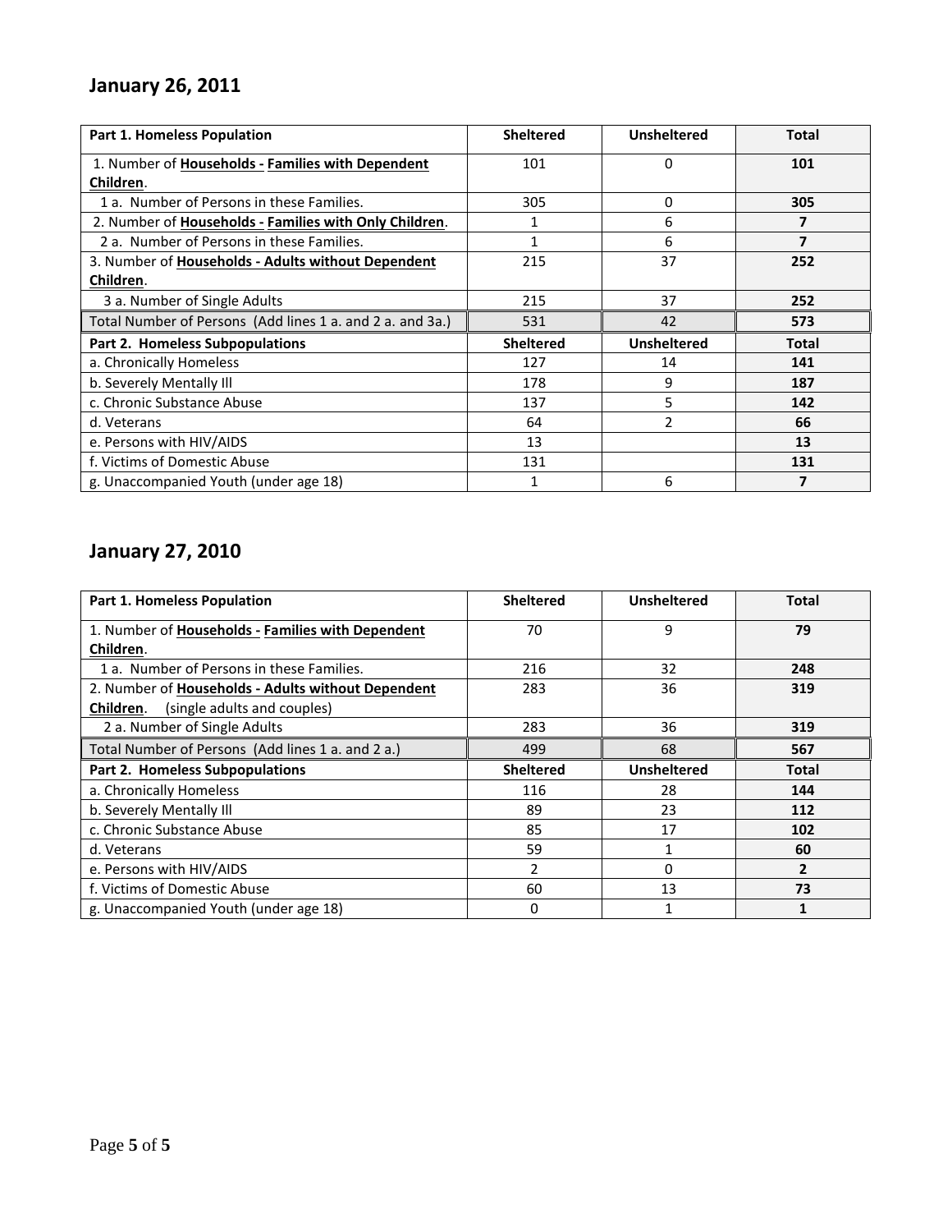## January 26, 2011

| Part 1. Homeless Population | Sheltered | Unsheltered | Total |
|---|---|---|---|
| 1. Number of **Households - Families with Dependent Children**. | 101 | 0 | **101** |
| 1 a. Number of Persons in these Families. | 305 | 0 | **305** |
| 2. Number of **Households - Families with Only Children**. | 1 | 6 | **7** |
| 2 a. Number of Persons in these Families. | 1 | 6 | **7** |
| 3. Number of **Households - Adults without Dependent Children**. | 215 | 37 | **252** |
| 3 a. Number of Single Adults | 215 | 37 | **252** |
| Total Number of Persons (Add lines 1 a. and 2 a. and 3a.) | 531 | 42 | **573** |
| **Part 2. Homeless Subpopulations** | **Sheltered** | **Unsheltered** | **Total** |
| a. Chronically Homeless | 127 | 14 | **141** |
| b. Severely Mentally Ill | 178 | 9 | **187** |
| c. Chronic Substance Abuse | 137 | 5 | **142** |
| d. Veterans | 64 | 2 | **66** |
| e. Persons with HIV/AIDS | 13 | | **13** |
| f. Victims of Domestic Abuse | 131 | | **131** |
| g. Unaccompanied Youth (under age 18) | 1 | 6 | **7** |

## January 27, 2010

| Part 1. Homeless Population | Sheltered | Unsheltered | Total |
|---|---|---|---|
| 1. Number of **Households - Families with Dependent Children**. | 70 | 9 | **79** |
| 1 a. Number of Persons in these Families. | 216 | 32 | **248** |
| 2. Number of **Households - Adults without Dependent Children**. (single adults and couples) | 283 | 36 | **319** |
| 2 a. Number of Single Adults | 283 | 36 | **319** |
| Total Number of Persons (Add lines 1 a. and 2 a.) | 499 | 68 | **567** |
| **Part 2. Homeless Subpopulations** | **Sheltered** | **Unsheltered** | **Total** |
| a. Chronically Homeless | 116 | 28 | **144** |
| b. Severely Mentally Ill | 89 | 23 | **112** |
| c. Chronic Substance Abuse | 85 | 17 | **102** |
| d. Veterans | 59 | 1 | **60** |
| e. Persons with HIV/AIDS | 2 | 0 | **2** |
| f. Victims of Domestic Abuse | 60 | 13 | **73** |
| g. Unaccompanied Youth (under age 18) | 0 | 1 | **1** |